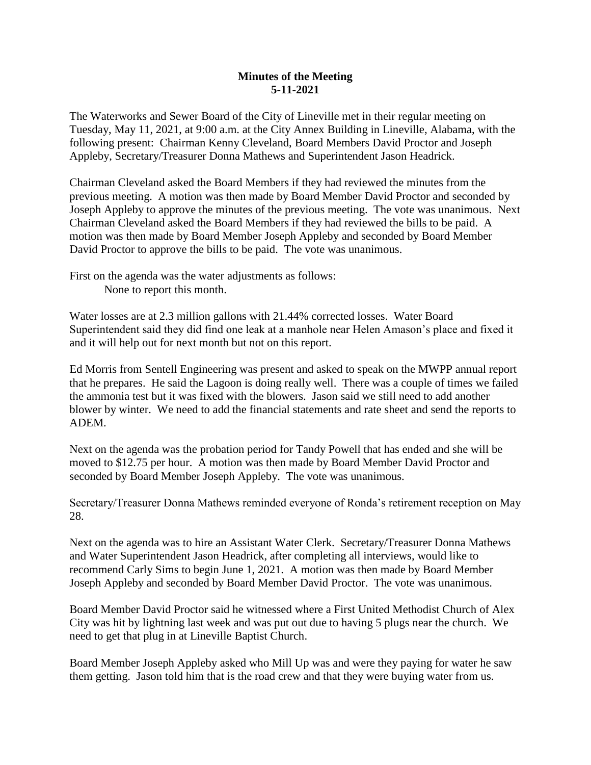**Minutes of the Meeting**
**5-11-2021**

The Waterworks and Sewer Board of the City of Lineville met in their regular meeting on Tuesday, May 11, 2021, at 9:00 a.m. at the City Annex Building in Lineville, Alabama, with the following present: Chairman Kenny Cleveland, Board Members David Proctor and Joseph Appleby, Secretary/Treasurer Donna Mathews and Superintendent Jason Headrick.

Chairman Cleveland asked the Board Members if they had reviewed the minutes from the previous meeting. A motion was then made by Board Member David Proctor and seconded by Joseph Appleby to approve the minutes of the previous meeting. The vote was unanimous. Next Chairman Cleveland asked the Board Members if they had reviewed the bills to be paid. A motion was then made by Board Member Joseph Appleby and seconded by Board Member David Proctor to approve the bills to be paid. The vote was unanimous.

First on the agenda was the water adjustments as follows:
None to report this month.

Water losses are at 2.3 million gallons with 21.44% corrected losses. Water Board Superintendent said they did find one leak at a manhole near Helen Amason's place and fixed it and it will help out for next month but not on this report.

Ed Morris from Sentell Engineering was present and asked to speak on the MWPP annual report that he prepares. He said the Lagoon is doing really well. There was a couple of times we failed the ammonia test but it was fixed with the blowers. Jason said we still need to add another blower by winter. We need to add the financial statements and rate sheet and send the reports to ADEM.

Next on the agenda was the probation period for Tandy Powell that has ended and she will be moved to $12.75 per hour. A motion was then made by Board Member David Proctor and seconded by Board Member Joseph Appleby. The vote was unanimous.

Secretary/Treasurer Donna Mathews reminded everyone of Ronda's retirement reception on May 28.

Next on the agenda was to hire an Assistant Water Clerk. Secretary/Treasurer Donna Mathews and Water Superintendent Jason Headrick, after completing all interviews, would like to recommend Carly Sims to begin June 1, 2021. A motion was then made by Board Member Joseph Appleby and seconded by Board Member David Proctor. The vote was unanimous.

Board Member David Proctor said he witnessed where a First United Methodist Church of Alex City was hit by lightning last week and was put out due to having 5 plugs near the church. We need to get that plug in at Lineville Baptist Church.

Board Member Joseph Appleby asked who Mill Up was and were they paying for water he saw them getting. Jason told him that is the road crew and that they were buying water from us.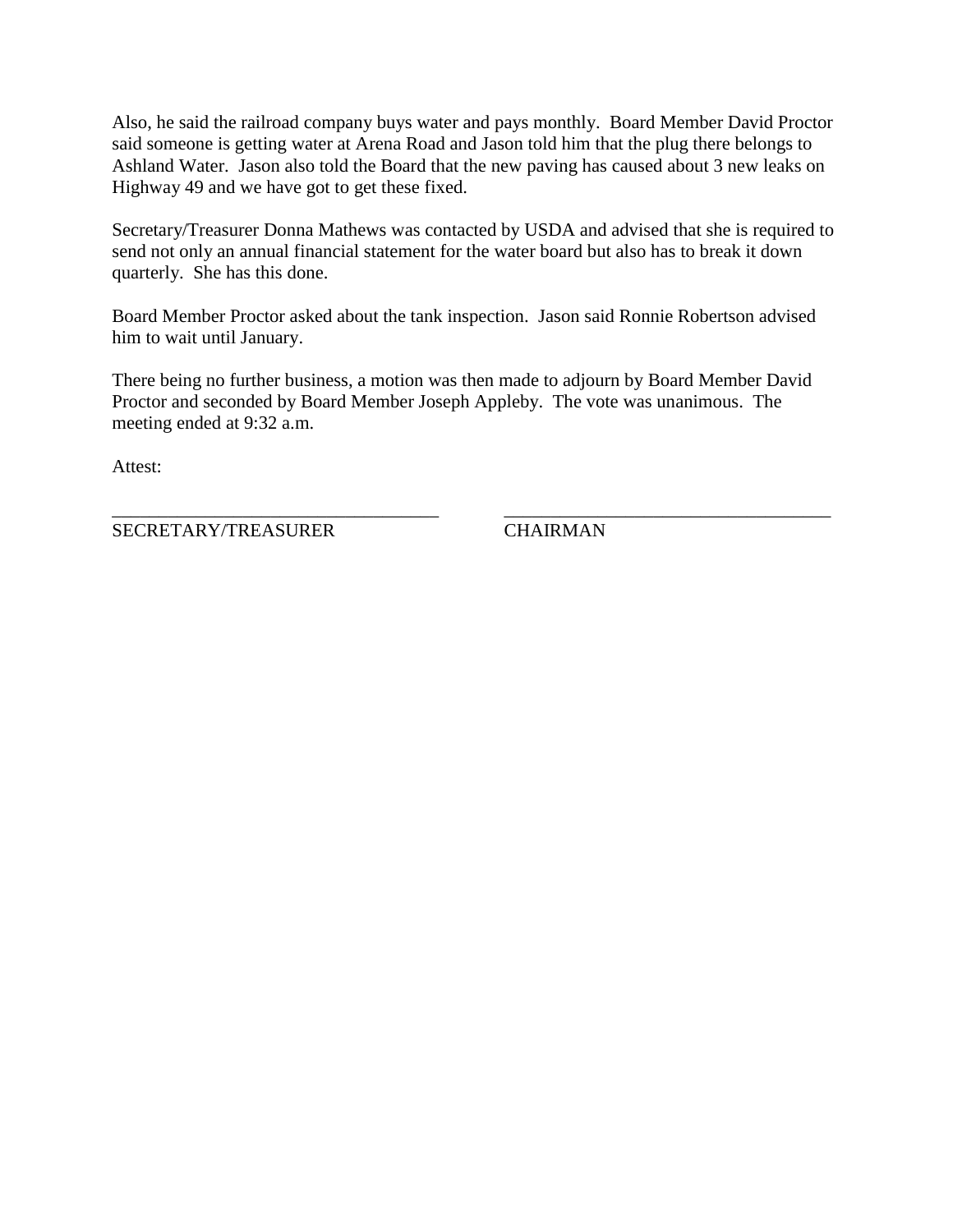Also, he said the railroad company buys water and pays monthly. Board Member David Proctor said someone is getting water at Arena Road and Jason told him that the plug there belongs to Ashland Water. Jason also told the Board that the new paving has caused about 3 new leaks on Highway 49 and we have got to get these fixed.

Secretary/Treasurer Donna Mathews was contacted by USDA and advised that she is required to send not only an annual financial statement for the water board but also has to break it down quarterly. She has this done.

Board Member Proctor asked about the tank inspection. Jason said Ronnie Robertson advised him to wait until January.

There being no further business, a motion was then made to adjourn by Board Member David Proctor and seconded by Board Member Joseph Appleby. The vote was unanimous. The meeting ended at 9:32 a.m.

Attest:

| | |
|---|---|
| ___________________________________ | ___________________________________ |
| SECRETARY/TREASURER | CHAIRMAN |